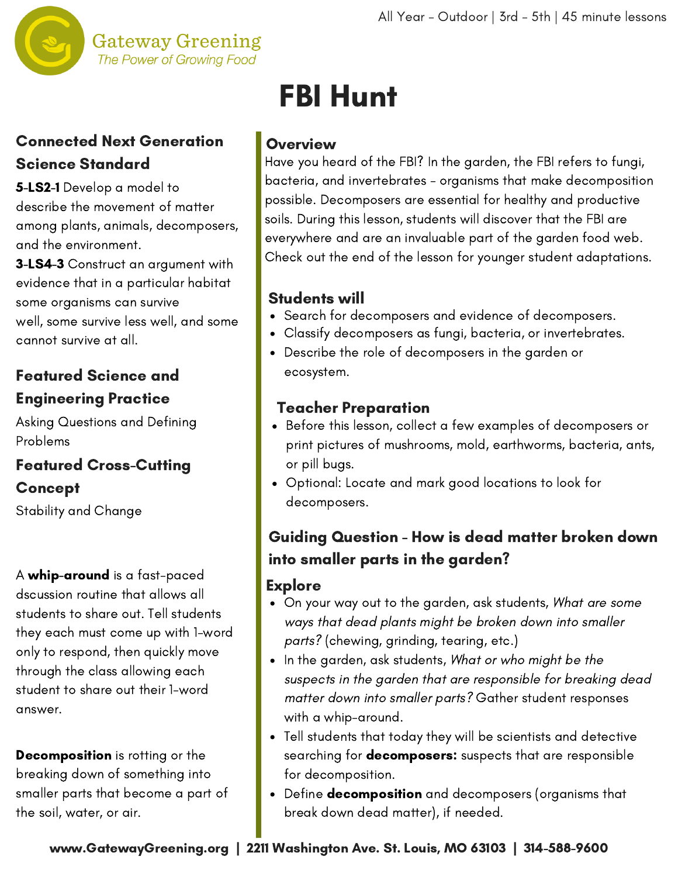Gateway Greening
*The Power of Growing Food*

All Year - Outdoor | 3rd - 5th | 45 minute lessons

# FBI Hunt

## Connected Next Generation Science Standard

**5-LS2-1** Develop a model to describe the movement of matter among plants, animals, decomposers, and the environment.

**3-LS4-3** Construct an argument with evidence that in a particular habitat some organisms can survive well, some survive less well, and some cannot survive at all.

## Featured Science and Engineering Practice

Asking Questions and Defining Problems

## Featured Cross-Cutting Concept

Stability and Change

A **whip-around** is a fast-paced dscussion routine that allows all students to share out. Tell students they each must come up with 1-word only to respond, then quickly move through the class allowing each student to share out their 1-word answer.

**Decomposition** is rotting or the breaking down of something into smaller parts that become a part of the soil, water, or air.

## Overview

Have you heard of the FBI? In the garden, the FBI refers to fungi, bacteria, and invertebrates - organisms that make decomposition possible. Decomposers are essential for healthy and productive soils. During this lesson, students will discover that the FBI are everywhere and are an invaluable part of the garden food web. Check out the end of the lesson for younger student adaptations.

## Students will

- Search for decomposers and evidence of decomposers.
- Classify decomposers as fungi, bacteria, or invertebrates.
- Describe the role of decomposers in the garden or ecosystem.

## Teacher Preparation

- Before this lesson, collect a few examples of decomposers or print pictures of mushrooms, mold, earthworms, bacteria, ants, or pill bugs.
- Optional: Locate and mark good locations to look for decomposers.

## Guiding Question - How is dead matter broken down into smaller parts in the garden?

## Explore

- On your way out to the garden, ask students, *What are some ways that dead plants might be broken down into smaller parts?* (chewing, grinding, tearing, etc.)
- In the garden, ask students, *What or who might be the suspects in the garden that are responsible for breaking dead matter down into smaller parts?* Gather student responses with a whip-around.
- Tell students that today they will be scientists and detective searching for **decomposers:** suspects that are responsible for decomposition.
- Define **decomposition** and decomposers (organisms that break down dead matter), if needed.

www.GatewayGreening.org | 2211 Washington Ave. St. Louis, MO 63103 | 314-588-9600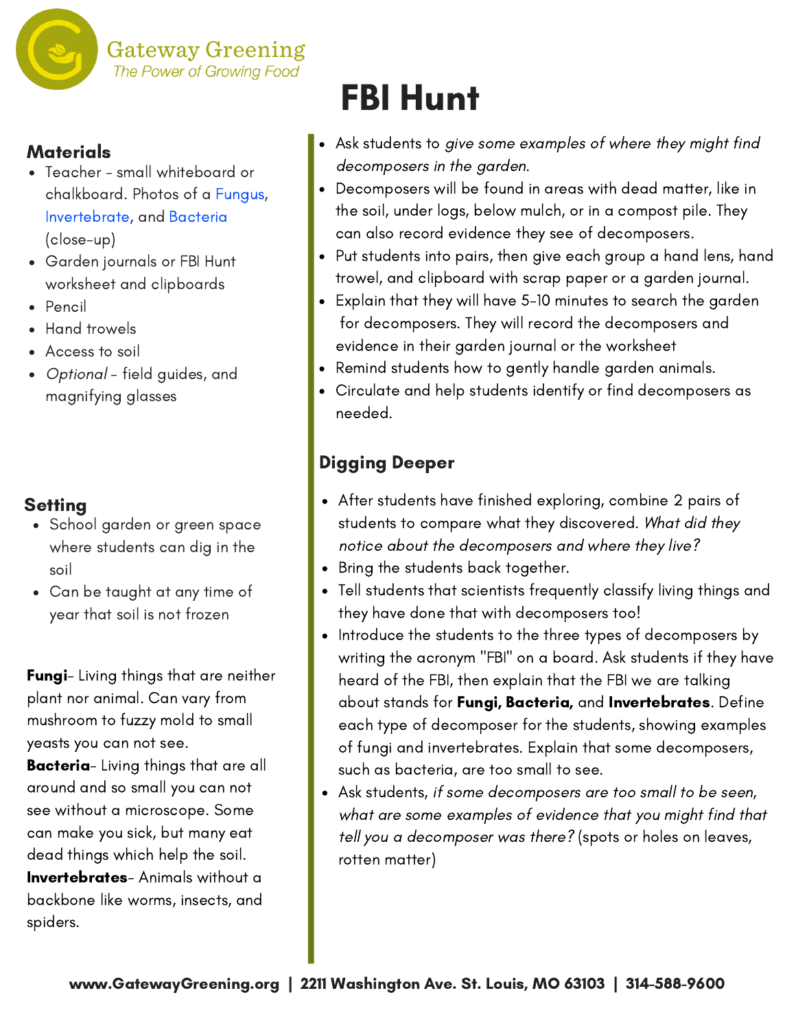# FBI Hunt

## Materials

- Teacher - small whiteboard or chalkboard. Photos of a Fungus, Invertebrate, and Bacteria (close-up)
- Garden journals or FBI Hunt worksheet and clipboards
- Pencil
- Hand trowels
- Access to soil
- *Optional* - field guides, and magnifying glasses

## Setting

- School garden or green space where students can dig in the soil
- Can be taught at any time of year that soil is not frozen

**Fungi**- Living things that are neither plant nor animal. Can vary from mushroom to fuzzy mold to small yeasts you can not see.
**Bacteria**- Living things that are all around and so small you can not see without a microscope. Some can make you sick, but many eat dead things which help the soil.
**Invertebrates**- Animals without a backbone like worms, insects, and spiders.

- Ask students to *give some examples of where they might find decomposers in the garden.*
- Decomposers will be found in areas with dead matter, like in the soil, under logs, below mulch, or in a compost pile. They can also record evidence they see of decomposers.
- Put students into pairs, then give each group a hand lens, hand trowel, and clipboard with scrap paper or a garden journal.
- Explain that they will have 5-10 minutes to search the garden for decomposers. They will record the decomposers and evidence in their garden journal or the worksheet
- Remind students how to gently handle garden animals.
- Circulate and help students identify or find decomposers as needed.

## Digging Deeper

- After students have finished exploring, combine 2 pairs of students to compare what they discovered. *What did they notice about the decomposers and where they live?*
- Bring the students back together.
- Tell students that scientists frequently classify living things and they have done that with decomposers too!
- Introduce the students to the three types of decomposers by writing the acronym "FBI" on a board. Ask students if they have heard of the FBI, then explain that the FBI we are talking about stands for **Fungi, Bacteria,** and **Invertebrates**. Define each type of decomposer for the students, showing examples of fungi and invertebrates. Explain that some decomposers, such as bacteria, are too small to see.
- Ask students, *if some decomposers are too small to be seen, what are some examples of evidence that you might find that tell you a decomposer was there?* (spots or holes on leaves, rotten matter)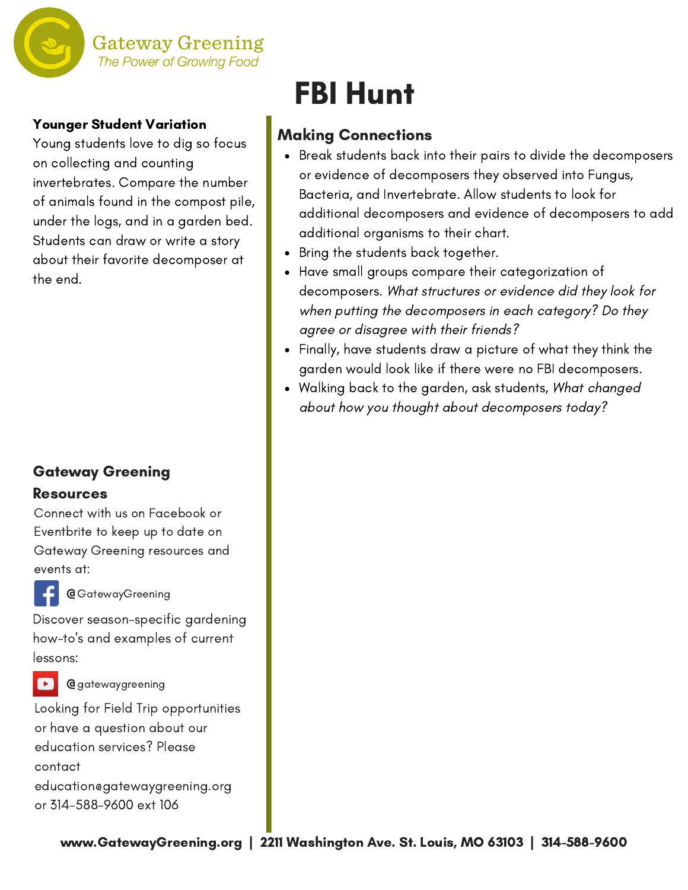Gateway Greening
The Power of Growing Food

# FBI Hunt

## Making Connections

- Break students back into their pairs to divide the decomposers or evidence of decomposers they observed into Fungus, Bacteria, and Invertebrate. Allow students to look for additional decomposers and evidence of decomposers to add additional organisms to their chart.
- Bring the students back together.
- Have small groups compare their categorization of decomposers. *What structures or evidence did they look for when putting the decomposers in each category? Do they agree or disagree with their friends?*
- Finally, have students draw a picture of what they think the garden would look like if there were no FBI decomposers.
- Walking back to the garden, ask students, *What changed about how you thought about decomposers today?*

### Younger Student Variation

Young students love to dig so focus on collecting and counting invertebrates. Compare the number of animals found in the compost pile, under the logs, and in a garden bed. Students can draw or write a story about their favorite decomposer at the end.

### Gateway Greening Resources

Connect with us on Facebook or Eventbrite to keep up to date on Gateway Greening resources and events at:

@GatewayGreening

Discover season-specific gardening how-to's and examples of current lessons:

@gatewaygreening

Looking for Field Trip opportunities or have a question about our education services? Please contact education@gatewaygreening.org or 314-588-9600 ext 106

**www.GatewayGreening.org | 2211 Washington Ave. St. Louis, MO 63103 | 314-588-9600**